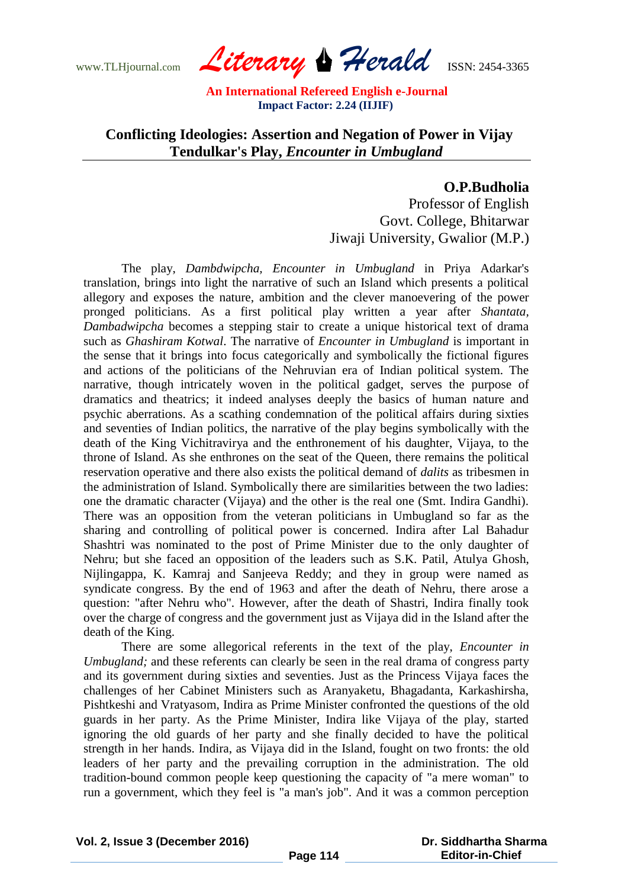# Conflicting Ideologies: Assertion and Negation of Power in Vijay Tendulkar's Play, *Encounter in Umbugland*

**O.P.Budholia**
Professor of English
Govt. College, Bhitarwar
Jiwaji University, Gwalior (M.P.)

The play, *Dambdwipcha, Encounter in Umbugland* in Priya Adarkar's translation, brings into light the narrative of such an Island which presents a political allegory and exposes the nature, ambition and the clever manoevering of the power pronged politicians. As a first political play written a year after *Shantata, Dambadwipcha* becomes a stepping stair to create a unique historical text of drama such as *Ghashiram Kotwal*. The narrative of *Encounter in Umbugland* is important in the sense that it brings into focus categorically and symbolically the fictional figures and actions of the politicians of the Nehruvian era of Indian political system. The narrative, though intricately woven in the political gadget, serves the purpose of dramatics and theatrics; it indeed analyses deeply the basics of human nature and psychic aberrations. As a scathing condemnation of the political affairs during sixties and seventies of Indian politics, the narrative of the play begins symbolically with the death of the King Vichitravirya and the enthronement of his daughter, Vijaya, to the throne of Island. As she enthrones on the seat of the Queen, there remains the political reservation operative and there also exists the political demand of *dalits* as tribesmen in the administration of Island. Symbolically there are similarities between the two ladies: one the dramatic character (Vijaya) and the other is the real one (Smt. Indira Gandhi). There was an opposition from the veteran politicians in Umbugland so far as the sharing and controlling of political power is concerned. Indira after Lal Bahadur Shashtri was nominated to the post of Prime Minister due to the only daughter of Nehru; but she faced an opposition of the leaders such as S.K. Patil, Atulya Ghosh, Nijlingappa, K. Kamraj and Sanjeeva Reddy; and they in group were named as syndicate congress. By the end of 1963 and after the death of Nehru, there arose a question: "after Nehru who". However, after the death of Shastri, Indira finally took over the charge of congress and the government just as Vijaya did in the Island after the death of the King.

There are some allegorical referents in the text of the play, *Encounter in Umbugland;* and these referents can clearly be seen in the real drama of congress party and its government during sixties and seventies. Just as the Princess Vijaya faces the challenges of her Cabinet Ministers such as Aranyaketu, Bhagadanta, Karkashirsha, Pishtkeshi and Vratyasom, Indira as Prime Minister confronted the questions of the old guards in her party. As the Prime Minister, Indira like Vijaya of the play, started ignoring the old guards of her party and she finally decided to have the political strength in her hands. Indira, as Vijaya did in the Island, fought on two fronts: the old leaders of her party and the prevailing corruption in the administration. The old tradition-bound common people keep questioning the capacity of "a mere woman" to run a government, which they feel is "a man's job". And it was a common perception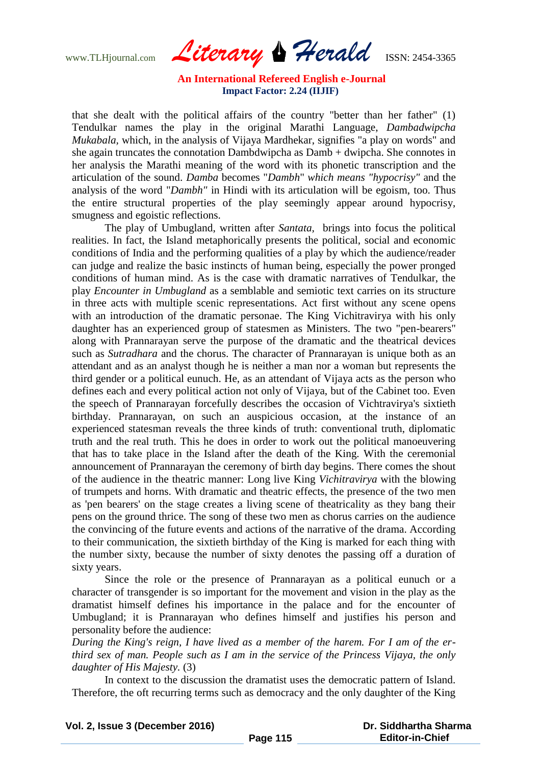that she dealt with the political affairs of the country "better than her father" (1) Tendulkar names the play in the original Marathi Language, *Dambadwipcha Mukabala*, which, in the analysis of Vijaya Mardhekar, signifies "a play on words" and she again truncates the connotation Dambdwipcha as Damb + dwipcha. She connotes in her analysis the Marathi meaning of the word with its phonetic transcription and the articulation of the sound. *Damba* becomes "*Dambh*" *which means "hypocrisy"* and the analysis of the word "*Dambh"* in Hindi with its articulation will be egoism, too. Thus the entire structural properties of the play seemingly appear around hypocrisy, smugness and egoistic reflections.

The play of Umbugland, written after *Santata*, brings into focus the political realities. In fact, the Island metaphorically presents the political, social and economic conditions of India and the performing qualities of a play by which the audience/reader can judge and realize the basic instincts of human being, especially the power pronged conditions of human mind. As is the case with dramatic narratives of Tendulkar, the play *Encounter in Umbugland* as a semblable and semiotic text carries on its structure in three acts with multiple scenic representations. Act first without any scene opens with an introduction of the dramatic personae. The King Vichitravirya with his only daughter has an experienced group of statesmen as Ministers. The two "pen-bearers" along with Prannarayan serve the purpose of the dramatic and the theatrical devices such as *Sutradhara* and the chorus. The character of Prannarayan is unique both as an attendant and as an analyst though he is neither a man nor a woman but represents the third gender or a political eunuch. He, as an attendant of Vijaya acts as the person who defines each and every political action not only of Vijaya, but of the Cabinet too. Even the speech of Prannarayan forcefully describes the occasion of Vichtravirya's sixtieth birthday. Prannarayan, on such an auspicious occasion, at the instance of an experienced statesman reveals the three kinds of truth: conventional truth, diplomatic truth and the real truth. This he does in order to work out the political manoeuvering that has to take place in the Island after the death of the King. With the ceremonial announcement of Prannarayan the ceremony of birth day begins. There comes the shout of the audience in the theatric manner: Long live King *Vichitravirya* with the blowing of trumpets and horns. With dramatic and theatric effects, the presence of the two men as 'pen bearers' on the stage creates a living scene of theatricality as they bang their pens on the ground thrice. The song of these two men as chorus carries on the audience the convincing of the future events and actions of the narrative of the drama. According to their communication, the sixtieth birthday of the King is marked for each thing with the number sixty, because the number of sixty denotes the passing off a duration of sixty years.

Since the role or the presence of Prannarayan as a political eunuch or a character of transgender is so important for the movement and vision in the play as the dramatist himself defines his importance in the palace and for the encounter of Umbugland; it is Prannarayan who defines himself and justifies his person and personality before the audience:

*During the King's reign, I have lived as a member of the harem. For I am of the er-third sex of man. People such as I am in the service of the Princess Vijaya, the only daughter of His Majesty.* (3)

In context to the discussion the dramatist uses the democratic pattern of Island. Therefore, the oft recurring terms such as democracy and the only daughter of the King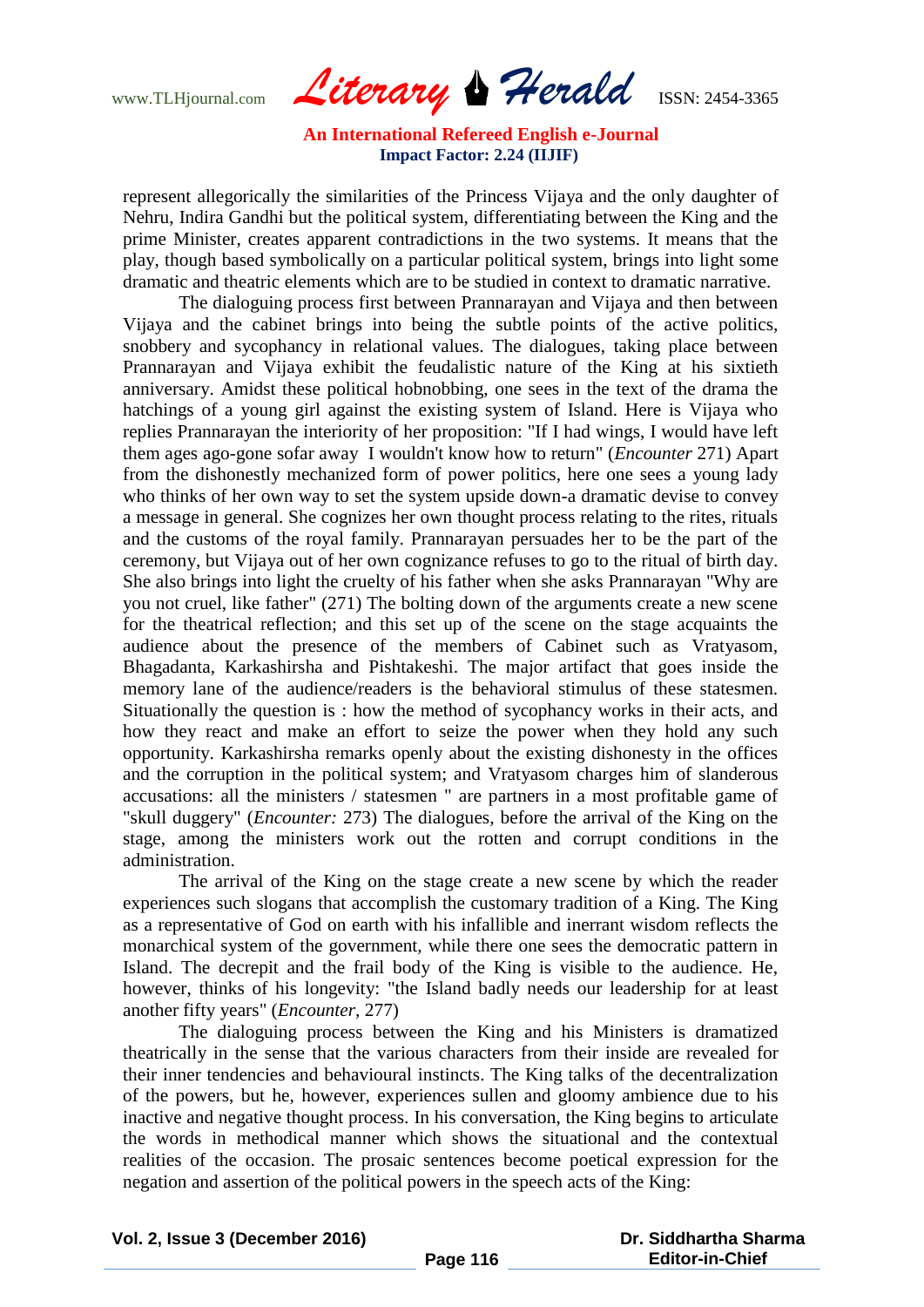represent allegorically the similarities of the Princess Vijaya and the only daughter of Nehru, Indira Gandhi but the political system, differentiating between the King and the prime Minister, creates apparent contradictions in the two systems. It means that the play, though based symbolically on a particular political system, brings into light some dramatic and theatric elements which are to be studied in context to dramatic narrative.

The dialoguing process first between Prannarayan and Vijaya and then between Vijaya and the cabinet brings into being the subtle points of the active politics, snobbery and sycophancy in relational values. The dialogues, taking place between Prannarayan and Vijaya exhibit the feudalistic nature of the King at his sixtieth anniversary. Amidst these political hobnobbing, one sees in the text of the drama the hatchings of a young girl against the existing system of Island. Here is Vijaya who replies Prannarayan the interiority of her proposition: "If I had wings, I would have left them ages ago-gone sofar away I wouldn't know how to return" (*Encounter* 271) Apart from the dishonestly mechanized form of power politics, here one sees a young lady who thinks of her own way to set the system upside down-a dramatic devise to convey a message in general. She cognizes her own thought process relating to the rites, rituals and the customs of the royal family. Prannarayan persuades her to be the part of the ceremony, but Vijaya out of her own cognizance refuses to go to the ritual of birth day. She also brings into light the cruelty of his father when she asks Prannarayan "Why are you not cruel, like father" (271) The bolting down of the arguments create a new scene for the theatrical reflection; and this set up of the scene on the stage acquaints the audience about the presence of the members of Cabinet such as Vratyasom, Bhagadanta, Karkashirsha and Pishtakeshi. The major artifact that goes inside the memory lane of the audience/readers is the behavioral stimulus of these statesmen. Situationally the question is : how the method of sycophancy works in their acts, and how they react and make an effort to seize the power when they hold any such opportunity. Karkashirsha remarks openly about the existing dishonesty in the offices and the corruption in the political system; and Vratyasom charges him of slanderous accusations: all the ministers / statesmen " are partners in a most profitable game of "skull duggery" (*Encounter:* 273) The dialogues, before the arrival of the King on the stage, among the ministers work out the rotten and corrupt conditions in the administration.

The arrival of the King on the stage create a new scene by which the reader experiences such slogans that accomplish the customary tradition of a King. The King as a representative of God on earth with his infallible and inerrant wisdom reflects the monarchical system of the government, while there one sees the democratic pattern in Island. The decrepit and the frail body of the King is visible to the audience. He, however, thinks of his longevity: "the Island badly needs our leadership for at least another fifty years" (*Encounter*, 277)

The dialoguing process between the King and his Ministers is dramatized theatrically in the sense that the various characters from their inside are revealed for their inner tendencies and behavioural instincts. The King talks of the decentralization of the powers, but he, however, experiences sullen and gloomy ambience due to his inactive and negative thought process. In his conversation, the King begins to articulate the words in methodical manner which shows the situational and the contextual realities of the occasion. The prosaic sentences become poetical expression for the negation and assertion of the political powers in the speech acts of the King: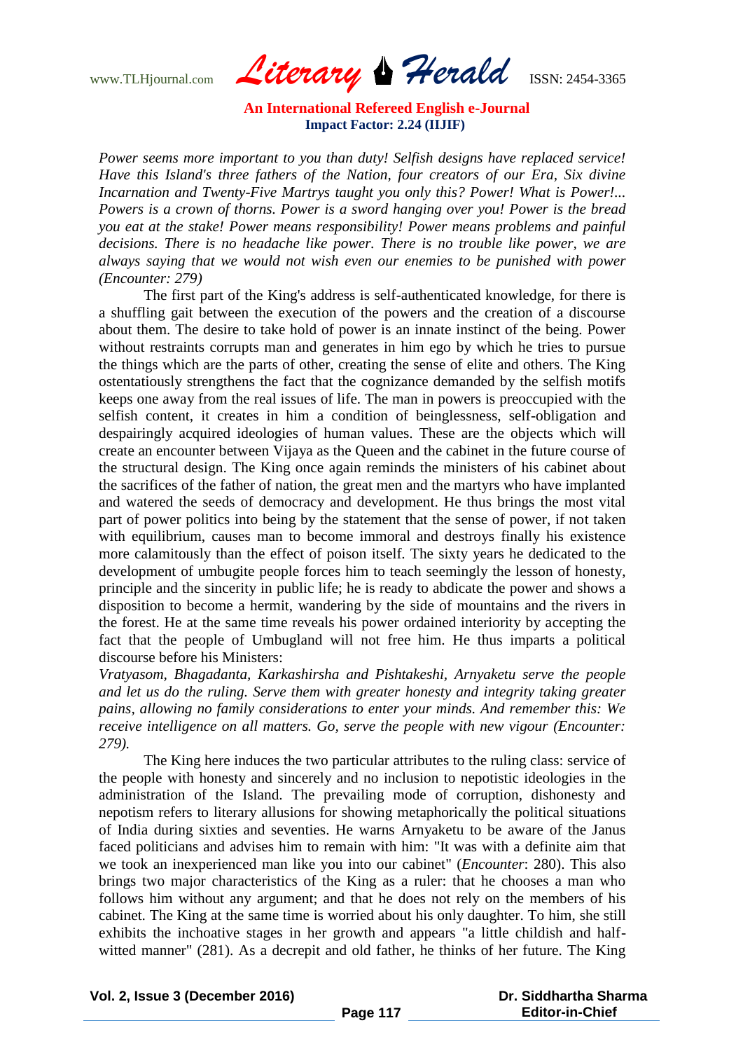*Power seems more important to you than duty! Selfish designs have replaced service! Have this Island's three fathers of the Nation, four creators of our Era, Six divine Incarnation and Twenty-Five Martrys taught you only this? Power! What is Power!... Powers is a crown of thorns. Power is a sword hanging over you! Power is the bread you eat at the stake! Power means responsibility! Power means problems and painful decisions. There is no headache like power. There is no trouble like power, we are always saying that we would not wish even our enemies to be punished with power (Encounter: 279)*

The first part of the King's address is self-authenticated knowledge, for there is a shuffling gait between the execution of the powers and the creation of a discourse about them. The desire to take hold of power is an innate instinct of the being. Power without restraints corrupts man and generates in him ego by which he tries to pursue the things which are the parts of other, creating the sense of elite and others. The King ostentatiously strengthens the fact that the cognizance demanded by the selfish motifs keeps one away from the real issues of life. The man in powers is preoccupied with the selfish content, it creates in him a condition of beinglessness, self-obligation and despairingly acquired ideologies of human values. These are the objects which will create an encounter between Vijaya as the Queen and the cabinet in the future course of the structural design. The King once again reminds the ministers of his cabinet about the sacrifices of the father of nation, the great men and the martyrs who have implanted and watered the seeds of democracy and development. He thus brings the most vital part of power politics into being by the statement that the sense of power, if not taken with equilibrium, causes man to become immoral and destroys finally his existence more calamitously than the effect of poison itself. The sixty years he dedicated to the development of umbugite people forces him to teach seemingly the lesson of honesty, principle and the sincerity in public life; he is ready to abdicate the power and shows a disposition to become a hermit, wandering by the side of mountains and the rivers in the forest. He at the same time reveals his power ordained interiority by accepting the fact that the people of Umbugland will not free him. He thus imparts a political discourse before his Ministers:

*Vratyasom, Bhagadanta, Karkashirsha and Pishtakeshi, Arnyaketu serve the people and let us do the ruling. Serve them with greater honesty and integrity taking greater pains, allowing no family considerations to enter your minds. And remember this: We receive intelligence on all matters. Go, serve the people with new vigour (Encounter: 279).*

The King here induces the two particular attributes to the ruling class: service of the people with honesty and sincerely and no inclusion to nepotistic ideologies in the administration of the Island. The prevailing mode of corruption, dishonesty and nepotism refers to literary allusions for showing metaphorically the political situations of India during sixties and seventies. He warns Arnyaketu to be aware of the Janus faced politicians and advises him to remain with him: "It was with a definite aim that we took an inexperienced man like you into our cabinet" (*Encounter*: 280). This also brings two major characteristics of the King as a ruler: that he chooses a man who follows him without any argument; and that he does not rely on the members of his cabinet. The King at the same time is worried about his only daughter. To him, she still exhibits the inchoative stages in her growth and appears "a little childish and half-witted manner" (281). As a decrepit and old father, he thinks of her future. The King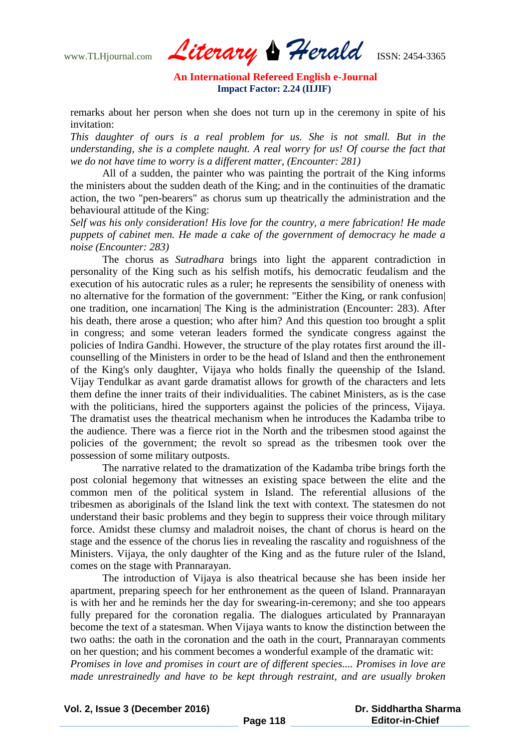remarks about her person when she does not turn up in the ceremony in spite of his invitation:

*This daughter of ours is a real problem for us. She is not small. But in the understanding, she is a complete naught. A real worry for us! Of course the fact that we do not have time to worry is a different matter, (Encounter: 281)*

All of a sudden, the painter who was painting the portrait of the King informs the ministers about the sudden death of the King; and in the continuities of the dramatic action, the two "pen-bearers" as chorus sum up theatrically the administration and the behavioural attitude of the King:

*Self was his only consideration! His love for the country, a mere fabrication! He made puppets of cabinet men. He made a cake of the government of democracy he made a noise (Encounter: 283)*

The chorus as *Sutradhara* brings into light the apparent contradiction in personality of the King such as his selfish motifs, his democratic feudalism and the execution of his autocratic rules as a ruler; he represents the sensibility of oneness with no alternative for the formation of the government: "Either the King, or rank confusion| one tradition, one incarnation| The King is the administration (Encounter: 283). After his death, there arose a question; who after him? And this question too brought a split in congress; and some veteran leaders formed the syndicate congress against the policies of Indira Gandhi. However, the structure of the play rotates first around the ill-counselling of the Ministers in order to be the head of Island and then the enthronement of the King's only daughter, Vijaya who holds finally the queenship of the Island. Vijay Tendulkar as avant garde dramatist allows for growth of the characters and lets them define the inner traits of their individualities. The cabinet Ministers, as is the case with the politicians, hired the supporters against the policies of the princess, Vijaya. The dramatist uses the theatrical mechanism when he introduces the Kadamba tribe to the audience. There was a fierce riot in the North and the tribesmen stood against the policies of the government; the revolt so spread as the tribesmen took over the possession of some military outposts.

The narrative related to the dramatization of the Kadamba tribe brings forth the post colonial hegemony that witnesses an existing space between the elite and the common men of the political system in Island. The referential allusions of the tribesmen as aboriginals of the Island link the text with context. The statesmen do not understand their basic problems and they begin to suppress their voice through military force. Amidst these clumsy and maladroit noises, the chant of chorus is heard on the stage and the essence of the chorus lies in revealing the rascality and roguishness of the Ministers. Vijaya, the only daughter of the King and as the future ruler of the Island, comes on the stage with Prannarayan.

The introduction of Vijaya is also theatrical because she has been inside her apartment, preparing speech for her enthronement as the queen of Island. Prannarayan is with her and he reminds her the day for swearing-in-ceremony; and she too appears fully prepared for the coronation regalia. The dialogues articulated by Prannarayan become the text of a statesman. When Vijaya wants to know the distinction between the two oaths: the oath in the coronation and the oath in the court, Prannarayan comments on her question; and his comment becomes a wonderful example of the dramatic wit:

*Promises in love and promises in court are of different species.... Promises in love are made unrestrainedly and have to be kept through restraint, and are usually broken*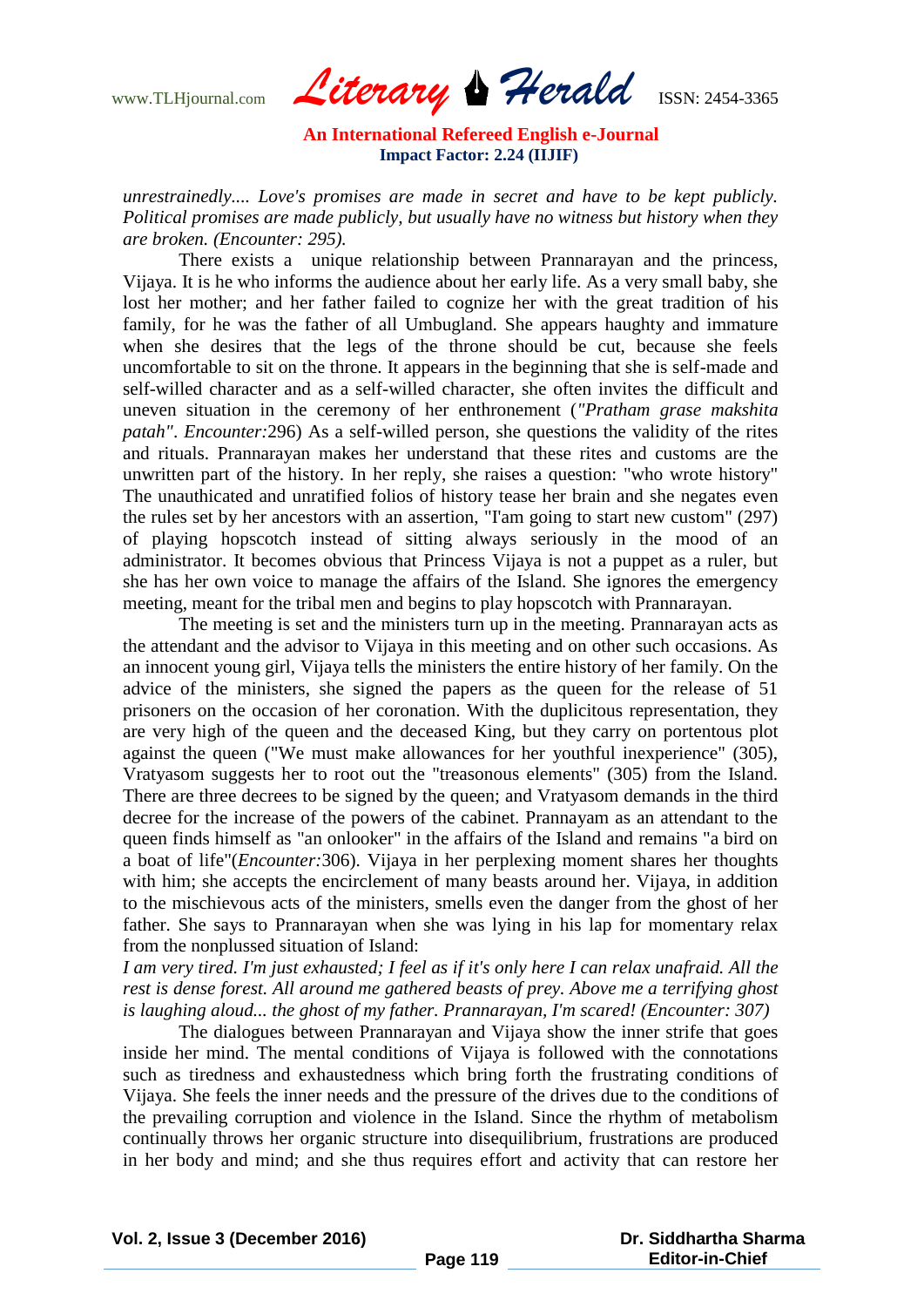*unrestrainedly.... Love's promises are made in secret and have to be kept publicly. Political promises are made publicly, but usually have no witness but history when they are broken. (Encounter: 295).*

There exists a unique relationship between Prannarayan and the princess, Vijaya. It is he who informs the audience about her early life. As a very small baby, she lost her mother; and her father failed to cognize her with the great tradition of his family, for he was the father of all Umbugland. She appears haughty and immature when she desires that the legs of the throne should be cut, because she feels uncomfortable to sit on the throne. It appears in the beginning that she is self-made and self-willed character and as a self-willed character, she often invites the difficult and uneven situation in the ceremony of her enthronement (*"Pratham grase makshita patah"*. *Encounter:*296) As a self-willed person, she questions the validity of the rites and rituals. Prannarayan makes her understand that these rites and customs are the unwritten part of the history. In her reply, she raises a question: "who wrote history" The unauthicated and unratified folios of history tease her brain and she negates even the rules set by her ancestors with an assertion, "I'am going to start new custom" (297) of playing hopscotch instead of sitting always seriously in the mood of an administrator. It becomes obvious that Princess Vijaya is not a puppet as a ruler, but she has her own voice to manage the affairs of the Island. She ignores the emergency meeting, meant for the tribal men and begins to play hopscotch with Prannarayan.

The meeting is set and the ministers turn up in the meeting. Prannarayan acts as the attendant and the advisor to Vijaya in this meeting and on other such occasions. As an innocent young girl, Vijaya tells the ministers the entire history of her family. On the advice of the ministers, she signed the papers as the queen for the release of 51 prisoners on the occasion of her coronation. With the duplicitous representation, they are very high of the queen and the deceased King, but they carry on portentous plot against the queen ("We must make allowances for her youthful inexperience" (305), Vratyasom suggests her to root out the "treasonous elements" (305) from the Island. There are three decrees to be signed by the queen; and Vratyasom demands in the third decree for the increase of the powers of the cabinet. Prannayam as an attendant to the queen finds himself as "an onlooker" in the affairs of the Island and remains "a bird on a boat of life"(*Encounter:*306). Vijaya in her perplexing moment shares her thoughts with him; she accepts the encirclement of many beasts around her. Vijaya, in addition to the mischievous acts of the ministers, smells even the danger from the ghost of her father. She says to Prannarayan when she was lying in his lap for momentary relax from the nonplussed situation of Island:

*I am very tired. I'm just exhausted; I feel as if it's only here I can relax unafraid. All the rest is dense forest. All around me gathered beasts of prey. Above me a terrifying ghost is laughing aloud... the ghost of my father. Prannarayan, I'm scared! (Encounter: 307)*

The dialogues between Prannarayan and Vijaya show the inner strife that goes inside her mind. The mental conditions of Vijaya is followed with the connotations such as tiredness and exhaustedness which bring forth the frustrating conditions of Vijaya. She feels the inner needs and the pressure of the drives due to the conditions of the prevailing corruption and violence in the Island. Since the rhythm of metabolism continually throws her organic structure into disequilibrium, frustrations are produced in her body and mind; and she thus requires effort and activity that can restore her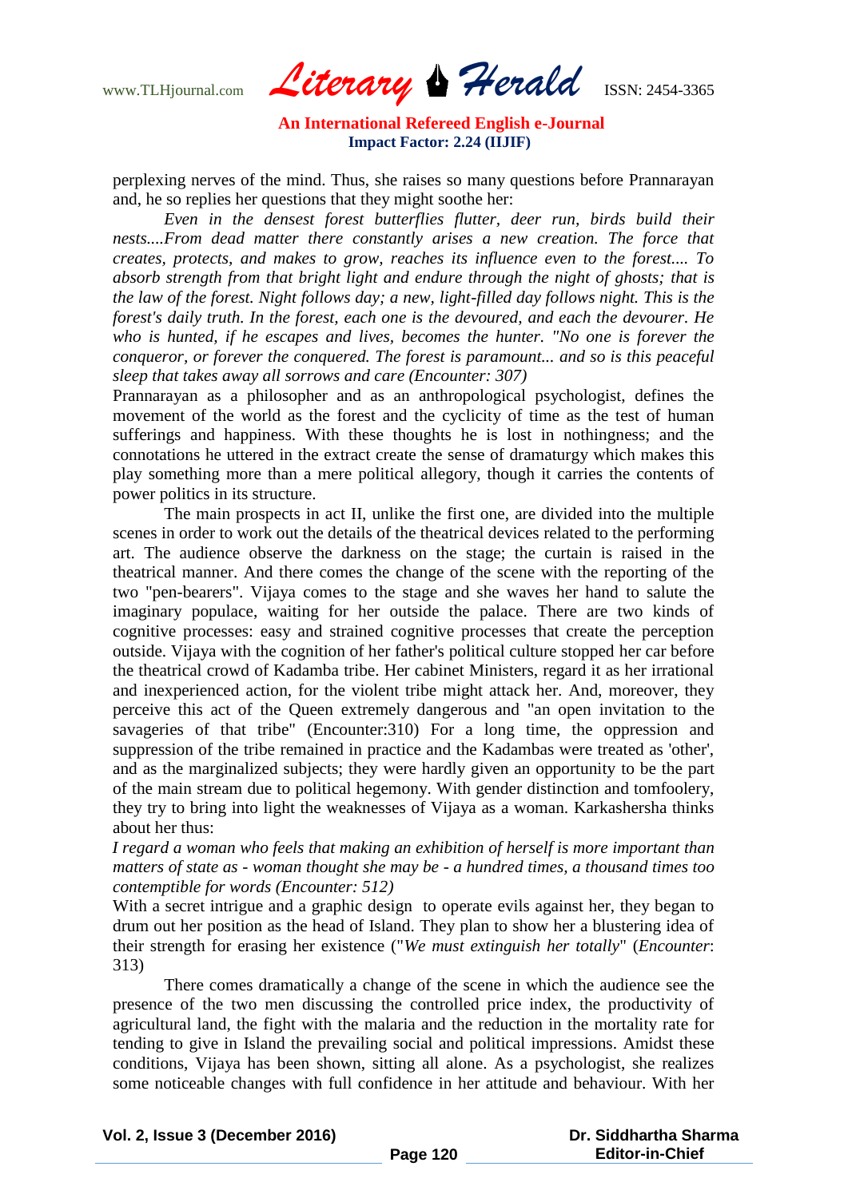perplexing nerves of the mind. Thus, she raises so many questions before Prannarayan and, he so replies her questions that they might soothe her:

*Even in the densest forest butterflies flutter, deer run, birds build their nests....From dead matter there constantly arises a new creation. The force that creates, protects, and makes to grow, reaches its influence even to the forest.... To absorb strength from that bright light and endure through the night of ghosts; that is the law of the forest. Night follows day; a new, light-filled day follows night. This is the forest's daily truth. In the forest, each one is the devoured, and each the devourer. He who is hunted, if he escapes and lives, becomes the hunter. "No one is forever the conqueror, or forever the conquered. The forest is paramount... and so is this peaceful sleep that takes away all sorrows and care (Encounter: 307)*

Prannarayan as a philosopher and as an anthropological psychologist, defines the movement of the world as the forest and the cyclicity of time as the test of human sufferings and happiness. With these thoughts he is lost in nothingness; and the connotations he uttered in the extract create the sense of dramaturgy which makes this play something more than a mere political allegory, though it carries the contents of power politics in its structure.

The main prospects in act II, unlike the first one, are divided into the multiple scenes in order to work out the details of the theatrical devices related to the performing art. The audience observe the darkness on the stage; the curtain is raised in the theatrical manner. And there comes the change of the scene with the reporting of the two "pen-bearers". Vijaya comes to the stage and she waves her hand to salute the imaginary populace, waiting for her outside the palace. There are two kinds of cognitive processes: easy and strained cognitive processes that create the perception outside. Vijaya with the cognition of her father's political culture stopped her car before the theatrical crowd of Kadamba tribe. Her cabinet Ministers, regard it as her irrational and inexperienced action, for the violent tribe might attack her. And, moreover, they perceive this act of the Queen extremely dangerous and "an open invitation to the savageries of that tribe" (Encounter:310) For a long time, the oppression and suppression of the tribe remained in practice and the Kadambas were treated as 'other', and as the marginalized subjects; they were hardly given an opportunity to be the part of the main stream due to political hegemony. With gender distinction and tomfoolery, they try to bring into light the weaknesses of Vijaya as a woman. Karkashersha thinks about her thus:

*I regard a woman who feels that making an exhibition of herself is more important than matters of state as - woman thought she may be - a hundred times, a thousand times too contemptible for words (Encounter: 512)*

With a secret intrigue and a graphic design to operate evils against her, they began to drum out her position as the head of Island. They plan to show her a blustering idea of their strength for erasing her existence ("*We must extinguish her totally*" (*Encounter*: 313)

There comes dramatically a change of the scene in which the audience see the presence of the two men discussing the controlled price index, the productivity of agricultural land, the fight with the malaria and the reduction in the mortality rate for tending to give in Island the prevailing social and political impressions. Amidst these conditions, Vijaya has been shown, sitting all alone. As a psychologist, she realizes some noticeable changes with full confidence in her attitude and behaviour. With her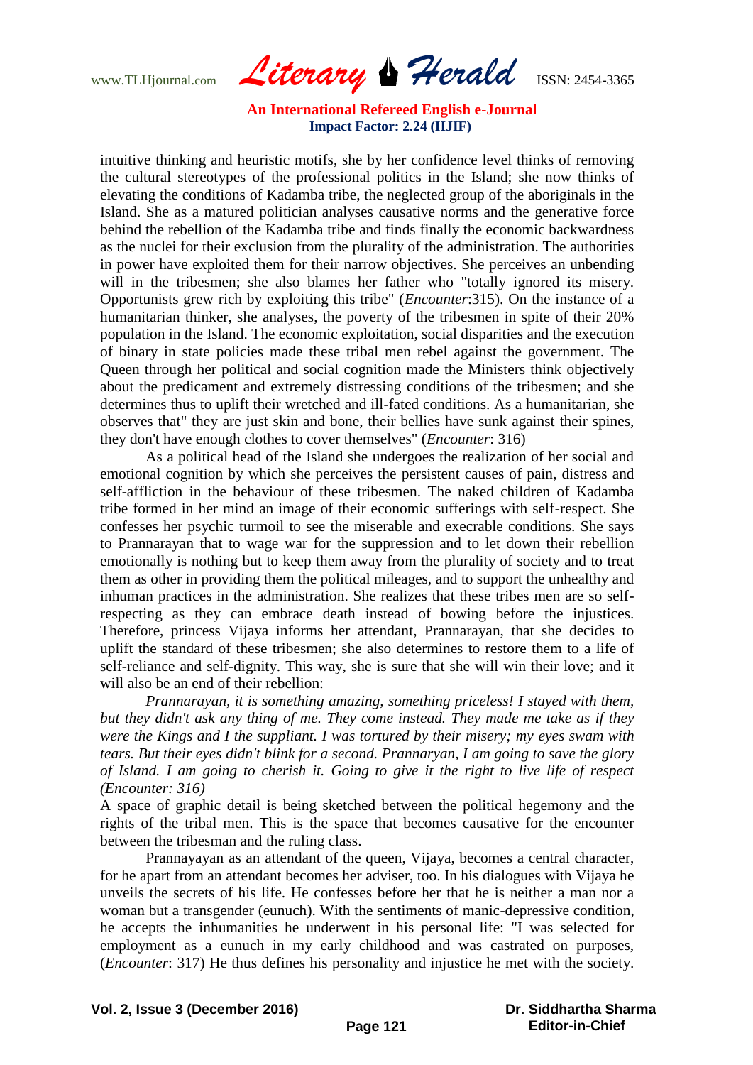intuitive thinking and heuristic motifs, she by her confidence level thinks of removing the cultural stereotypes of the professional politics in the Island; she now thinks of elevating the conditions of Kadamba tribe, the neglected group of the aboriginals in the Island. She as a matured politician analyses causative norms and the generative force behind the rebellion of the Kadamba tribe and finds finally the economic backwardness as the nuclei for their exclusion from the plurality of the administration. The authorities in power have exploited them for their narrow objectives. She perceives an unbending will in the tribesmen; she also blames her father who "totally ignored its misery. Opportunists grew rich by exploiting this tribe" (*Encounter*:315). On the instance of a humanitarian thinker, she analyses, the poverty of the tribesmen in spite of their 20% population in the Island. The economic exploitation, social disparities and the execution of binary in state policies made these tribal men rebel against the government. The Queen through her political and social cognition made the Ministers think objectively about the predicament and extremely distressing conditions of the tribesmen; and she determines thus to uplift their wretched and ill-fated conditions. As a humanitarian, she observes that" they are just skin and bone, their bellies have sunk against their spines, they don't have enough clothes to cover themselves" (*Encounter*: 316)

As a political head of the Island she undergoes the realization of her social and emotional cognition by which she perceives the persistent causes of pain, distress and self-affliction in the behaviour of these tribesmen. The naked children of Kadamba tribe formed in her mind an image of their economic sufferings with self-respect. She confesses her psychic turmoil to see the miserable and execrable conditions. She says to Prannarayan that to wage war for the suppression and to let down their rebellion emotionally is nothing but to keep them away from the plurality of society and to treat them as other in providing them the political mileages, and to support the unhealthy and inhuman practices in the administration. She realizes that these tribes men are so self-respecting as they can embrace death instead of bowing before the injustices. Therefore, princess Vijaya informs her attendant, Prannarayan, that she decides to uplift the standard of these tribesmen; she also determines to restore them to a life of self-reliance and self-dignity. This way, she is sure that she will win their love; and it will also be an end of their rebellion:

*Prannarayan, it is something amazing, something priceless! I stayed with them, but they didn't ask any thing of me. They come instead. They made me take as if they were the Kings and I the suppliant. I was tortured by their misery; my eyes swam with tears. But their eyes didn't blink for a second. Prannaryan, I am going to save the glory of Island. I am going to cherish it. Going to give it the right to live life of respect (Encounter: 316)*

A space of graphic detail is being sketched between the political hegemony and the rights of the tribal men. This is the space that becomes causative for the encounter between the tribesman and the ruling class.

Prannayayan as an attendant of the queen, Vijaya, becomes a central character, for he apart from an attendant becomes her adviser, too. In his dialogues with Vijaya he unveils the secrets of his life. He confesses before her that he is neither a man nor a woman but a transgender (eunuch). With the sentiments of manic-depressive condition, he accepts the inhumanities he underwent in his personal life: "I was selected for employment as a eunuch in my early childhood and was castrated on purposes, (*Encounter*: 317) He thus defines his personality and injustice he met with the society.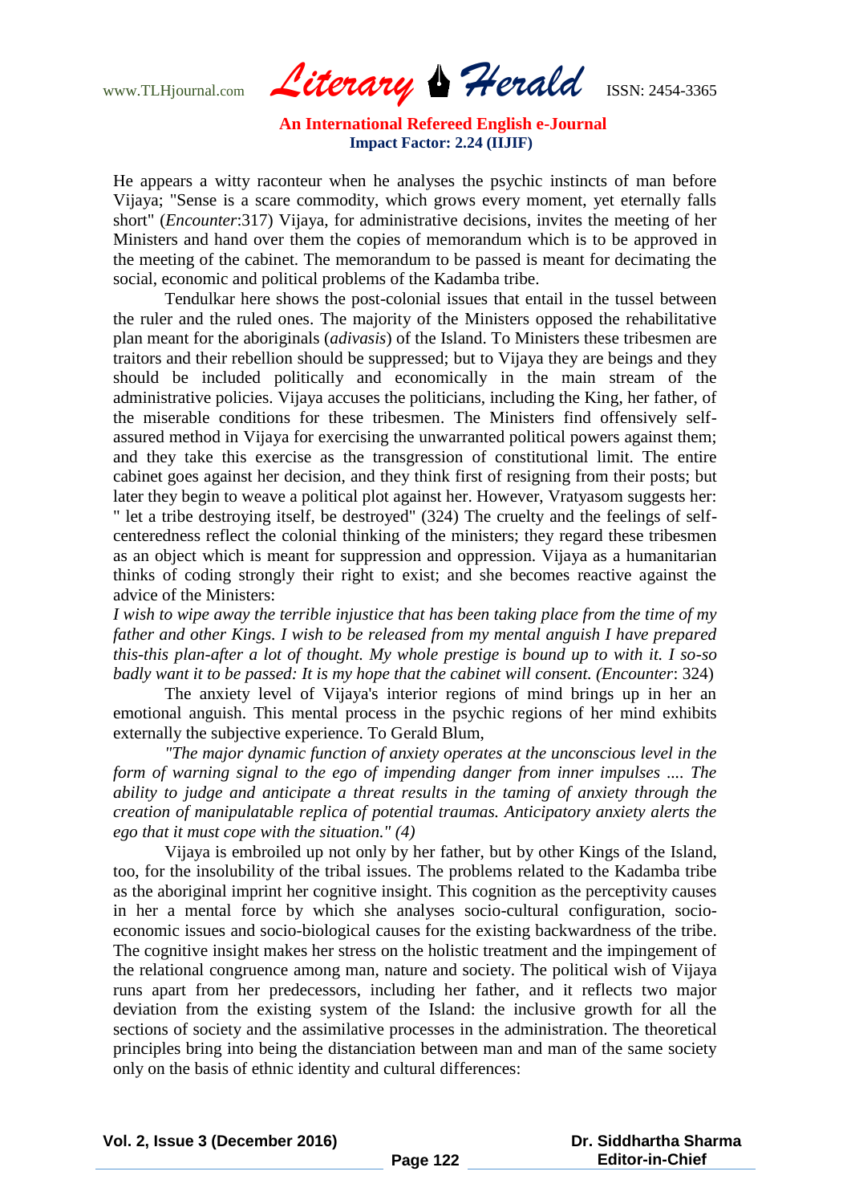He appears a witty raconteur when he analyses the psychic instincts of man before Vijaya; "Sense is a scare commodity, which grows every moment, yet eternally falls short" (*Encounter*:317) Vijaya, for administrative decisions, invites the meeting of her Ministers and hand over them the copies of memorandum which is to be approved in the meeting of the cabinet. The memorandum to be passed is meant for decimating the social, economic and political problems of the Kadamba tribe.

Tendulkar here shows the post-colonial issues that entail in the tussel between the ruler and the ruled ones. The majority of the Ministers opposed the rehabilitative plan meant for the aboriginals (*adivasis*) of the Island. To Ministers these tribesmen are traitors and their rebellion should be suppressed; but to Vijaya they are beings and they should be included politically and economically in the main stream of the administrative policies. Vijaya accuses the politicians, including the King, her father, of the miserable conditions for these tribesmen. The Ministers find offensively self-assured method in Vijaya for exercising the unwarranted political powers against them; and they take this exercise as the transgression of constitutional limit. The entire cabinet goes against her decision, and they think first of resigning from their posts; but later they begin to weave a political plot against her. However, Vratyasom suggests her: " let a tribe destroying itself, be destroyed" (324) The cruelty and the feelings of self-centeredness reflect the colonial thinking of the ministers; they regard these tribesmen as an object which is meant for suppression and oppression. Vijaya as a humanitarian thinks of coding strongly their right to exist; and she becomes reactive against the advice of the Ministers:

*I wish to wipe away the terrible injustice that has been taking place from the time of my father and other Kings. I wish to be released from my mental anguish I have prepared this-this plan-after a lot of thought. My whole prestige is bound up to with it. I so-so badly want it to be passed: It is my hope that the cabinet will consent. (Encounter*: 324)

The anxiety level of Vijaya's interior regions of mind brings up in her an emotional anguish. This mental process in the psychic regions of her mind exhibits externally the subjective experience. To Gerald Blum,

*"The major dynamic function of anxiety operates at the unconscious level in the form of warning signal to the ego of impending danger from inner impulses .... The ability to judge and anticipate a threat results in the taming of anxiety through the creation of manipulatable replica of potential traumas. Anticipatory anxiety alerts the ego that it must cope with the situation." (4)*

Vijaya is embroiled up not only by her father, but by other Kings of the Island, too, for the insolubility of the tribal issues. The problems related to the Kadamba tribe as the aboriginal imprint her cognitive insight. This cognition as the perceptivity causes in her a mental force by which she analyses socio-cultural configuration, socio-economic issues and socio-biological causes for the existing backwardness of the tribe. The cognitive insight makes her stress on the holistic treatment and the impingement of the relational congruence among man, nature and society. The political wish of Vijaya runs apart from her predecessors, including her father, and it reflects two major deviation from the existing system of the Island: the inclusive growth for all the sections of society and the assimilative processes in the administration. The theoretical principles bring into being the distanciation between man and man of the same society only on the basis of ethnic identity and cultural differences: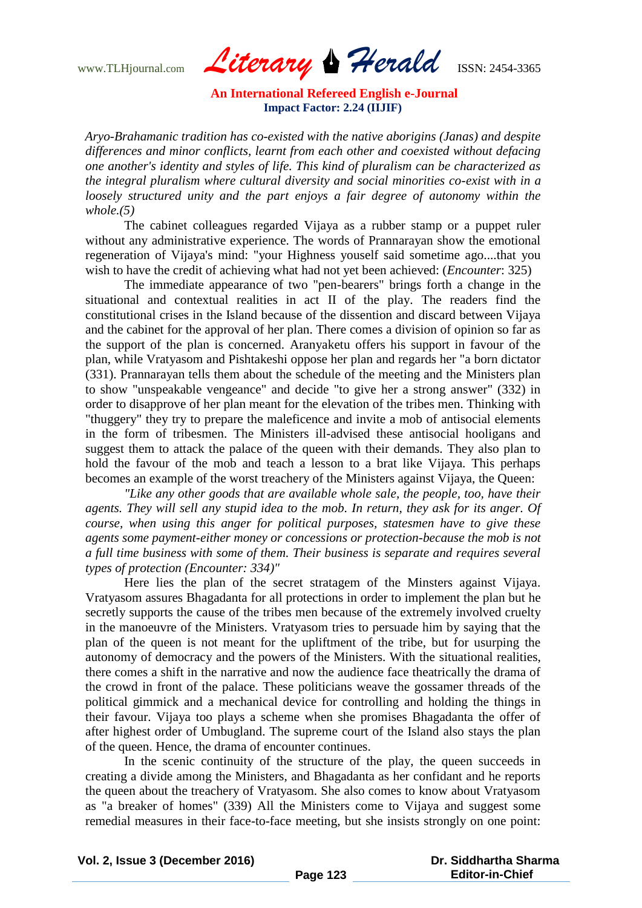*Aryo-Brahamanic tradition has co-existed with the native aborigins (Janas) and despite differences and minor conflicts, learnt from each other and coexisted without defacing one another's identity and styles of life. This kind of pluralism can be characterized as the integral pluralism where cultural diversity and social minorities co-exist with in a loosely structured unity and the part enjoys a fair degree of autonomy within the whole.(5)*

The cabinet colleagues regarded Vijaya as a rubber stamp or a puppet ruler without any administrative experience. The words of Prannarayan show the emotional regeneration of Vijaya's mind: "your Highness youself said sometime ago....that you wish to have the credit of achieving what had not yet been achieved: (*Encounter*: 325)

The immediate appearance of two "pen-bearers" brings forth a change in the situational and contextual realities in act II of the play. The readers find the constitutional crises in the Island because of the dissention and discard between Vijaya and the cabinet for the approval of her plan. There comes a division of opinion so far as the support of the plan is concerned. Aranyaketu offers his support in favour of the plan, while Vratyasom and Pishtakeshi oppose her plan and regards her "a born dictator (331). Prannarayan tells them about the schedule of the meeting and the Ministers plan to show "unspeakable vengeance" and decide "to give her a strong answer" (332) in order to disapprove of her plan meant for the elevation of the tribes men. Thinking with "thuggery" they try to prepare the maleficence and invite a mob of antisocial elements in the form of tribesmen. The Ministers ill-advised these antisocial hooligans and suggest them to attack the palace of the queen with their demands. They also plan to hold the favour of the mob and teach a lesson to a brat like Vijaya. This perhaps becomes an example of the worst treachery of the Ministers against Vijaya, the Queen:

*"Like any other goods that are available whole sale, the people, too, have their agents. They will sell any stupid idea to the mob. In return, they ask for its anger. Of course, when using this anger for political purposes, statesmen have to give these agents some payment-either money or concessions or protection-because the mob is not a full time business with some of them. Their business is separate and requires several types of protection (Encounter: 334)"*

Here lies the plan of the secret stratagem of the Minsters against Vijaya. Vratyasom assures Bhagadanta for all protections in order to implement the plan but he secretly supports the cause of the tribes men because of the extremely involved cruelty in the manoeuvre of the Ministers. Vratyasom tries to persuade him by saying that the plan of the queen is not meant for the upliftment of the tribe, but for usurping the autonomy of democracy and the powers of the Ministers. With the situational realities, there comes a shift in the narrative and now the audience face theatrically the drama of the crowd in front of the palace. These politicians weave the gossamer threads of the political gimmick and a mechanical device for controlling and holding the things in their favour. Vijaya too plays a scheme when she promises Bhagadanta the offer of after highest order of Umbugland. The supreme court of the Island also stays the plan of the queen. Hence, the drama of encounter continues.

In the scenic continuity of the structure of the play, the queen succeeds in creating a divide among the Ministers, and Bhagadanta as her confidant and he reports the queen about the treachery of Vratyasom. She also comes to know about Vratyasom as "a breaker of homes" (339) All the Ministers come to Vijaya and suggest some remedial measures in their face-to-face meeting, but she insists strongly on one point: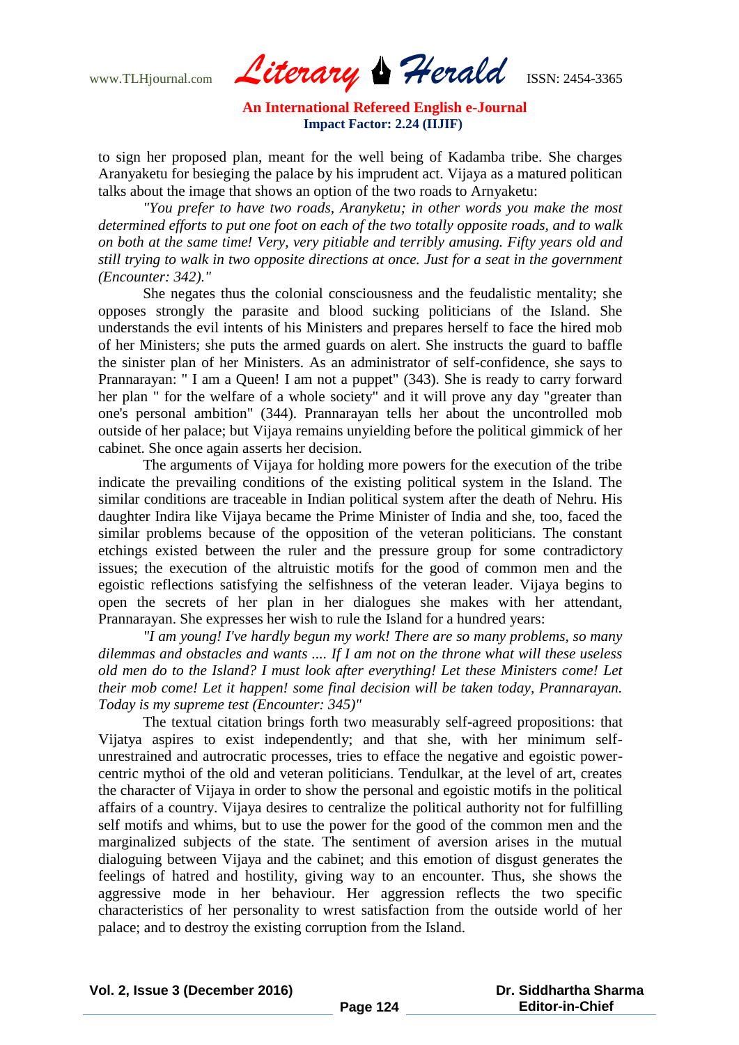to sign her proposed plan, meant for the well being of Kadamba tribe. She charges Aranyaketu for besieging the palace by his imprudent act. Vijaya as a matured politican talks about the image that shows an option of the two roads to Arnyaketu:

*"You prefer to have two roads, Aranyketu; in other words you make the most determined efforts to put one foot on each of the two totally opposite roads, and to walk on both at the same time! Very, very pitiable and terribly amusing. Fifty years old and still trying to walk in two opposite directions at once. Just for a seat in the government (Encounter: 342)."*

She negates thus the colonial consciousness and the feudalistic mentality; she opposes strongly the parasite and blood sucking politicians of the Island. She understands the evil intents of his Ministers and prepares herself to face the hired mob of her Ministers; she puts the armed guards on alert. She instructs the guard to baffle the sinister plan of her Ministers. As an administrator of self-confidence, she says to Prannarayan: " I am a Queen! I am not a puppet" (343). She is ready to carry forward her plan " for the welfare of a whole society" and it will prove any day "greater than one's personal ambition" (344). Prannarayan tells her about the uncontrolled mob outside of her palace; but Vijaya remains unyielding before the political gimmick of her cabinet. She once again asserts her decision.

The arguments of Vijaya for holding more powers for the execution of the tribe indicate the prevailing conditions of the existing political system in the Island. The similar conditions are traceable in Indian political system after the death of Nehru. His daughter Indira like Vijaya became the Prime Minister of India and she, too, faced the similar problems because of the opposition of the veteran politicians. The constant etchings existed between the ruler and the pressure group for some contradictory issues; the execution of the altruistic motifs for the good of common men and the egoistic reflections satisfying the selfishness of the veteran leader. Vijaya begins to open the secrets of her plan in her dialogues she makes with her attendant, Prannarayan. She expresses her wish to rule the Island for a hundred years:

*"I am young! I've hardly begun my work! There are so many problems, so many dilemmas and obstacles and wants .... If I am not on the throne what will these useless old men do to the Island? I must look after everything! Let these Ministers come! Let their mob come! Let it happen! some final decision will be taken today, Prannarayan. Today is my supreme test (Encounter: 345)"*

The textual citation brings forth two measurably self-agreed propositions: that Vijatya aspires to exist independently; and that she, with her minimum self-unrestrained and autrocratic processes, tries to efface the negative and egoistic power-centric mythoi of the old and veteran politicians. Tendulkar, at the level of art, creates the character of Vijaya in order to show the personal and egoistic motifs in the political affairs of a country. Vijaya desires to centralize the political authority not for fulfilling self motifs and whims, but to use the power for the good of the common men and the marginalized subjects of the state. The sentiment of aversion arises in the mutual dialoguing between Vijaya and the cabinet; and this emotion of disgust generates the feelings of hatred and hostility, giving way to an encounter. Thus, she shows the aggressive mode in her behaviour. Her aggression reflects the two specific characteristics of her personality to wrest satisfaction from the outside world of her palace; and to destroy the existing corruption from the Island.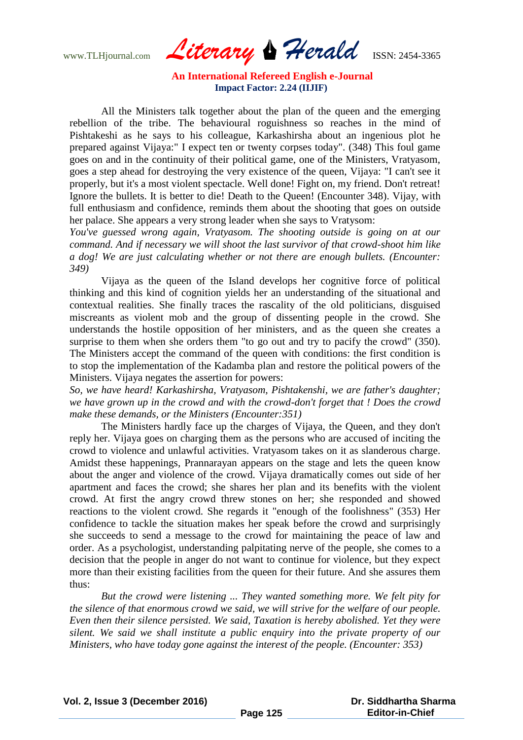All the Ministers talk together about the plan of the queen and the emerging rebellion of the tribe. The behavioural roguishness so reaches in the mind of Pishtakeshi as he says to his colleague, Karkashirsha about an ingenious plot he prepared against Vijaya:" I expect ten or twenty corpses today". (348) This foul game goes on and in the continuity of their political game, one of the Ministers, Vratyasom, goes a step ahead for destroying the very existence of the queen, Vijaya: "I can't see it properly, but it's a most violent spectacle. Well done! Fight on, my friend. Don't retreat! Ignore the bullets. It is better to die! Death to the Queen! (Encounter 348). Vijay, with full enthusiasm and confidence, reminds them about the shooting that goes on outside her palace. She appears a very strong leader when she says to Vratysom:

*You've guessed wrong again, Vratyasom. The shooting outside is going on at our command. And if necessary we will shoot the last survivor of that crowd-shoot him like a dog! We are just calculating whether or not there are enough bullets. (Encounter: 349)*

Vijaya as the queen of the Island develops her cognitive force of political thinking and this kind of cognition yields her an understanding of the situational and contextual realities. She finally traces the rascality of the old politicians, disguised miscreants as violent mob and the group of dissenting people in the crowd. She understands the hostile opposition of her ministers, and as the queen she creates a surprise to them when she orders them "to go out and try to pacify the crowd" (350). The Ministers accept the command of the queen with conditions: the first condition is to stop the implementation of the Kadamba plan and restore the political powers of the Ministers. Vijaya negates the assertion for powers:

*So, we have heard! Karkashirsha, Vratyasom, Pishtakenshi, we are father's daughter; we have grown up in the crowd and with the crowd-don't forget that ! Does the crowd make these demands, or the Ministers (Encounter:351)*

The Ministers hardly face up the charges of Vijaya, the Queen, and they don't reply her. Vijaya goes on charging them as the persons who are accused of inciting the crowd to violence and unlawful activities. Vratyasom takes on it as slanderous charge. Amidst these happenings, Prannarayan appears on the stage and lets the queen know about the anger and violence of the crowd. Vijaya dramatically comes out side of her apartment and faces the crowd; she shares her plan and its benefits with the violent crowd. At first the angry crowd threw stones on her; she responded and showed reactions to the violent crowd. She regards it "enough of the foolishness" (353) Her confidence to tackle the situation makes her speak before the crowd and surprisingly she succeeds to send a message to the crowd for maintaining the peace of law and order. As a psychologist, understanding palpitating nerve of the people, she comes to a decision that the people in anger do not want to continue for violence, but they expect more than their existing facilities from the queen for their future. And she assures them thus:

*But the crowd were listening ... They wanted something more. We felt pity for the silence of that enormous crowd we said, we will strive for the welfare of our people. Even then their silence persisted. We said, Taxation is hereby abolished. Yet they were silent. We said we shall institute a public enquiry into the private property of our Ministers, who have today gone against the interest of the people. (Encounter: 353)*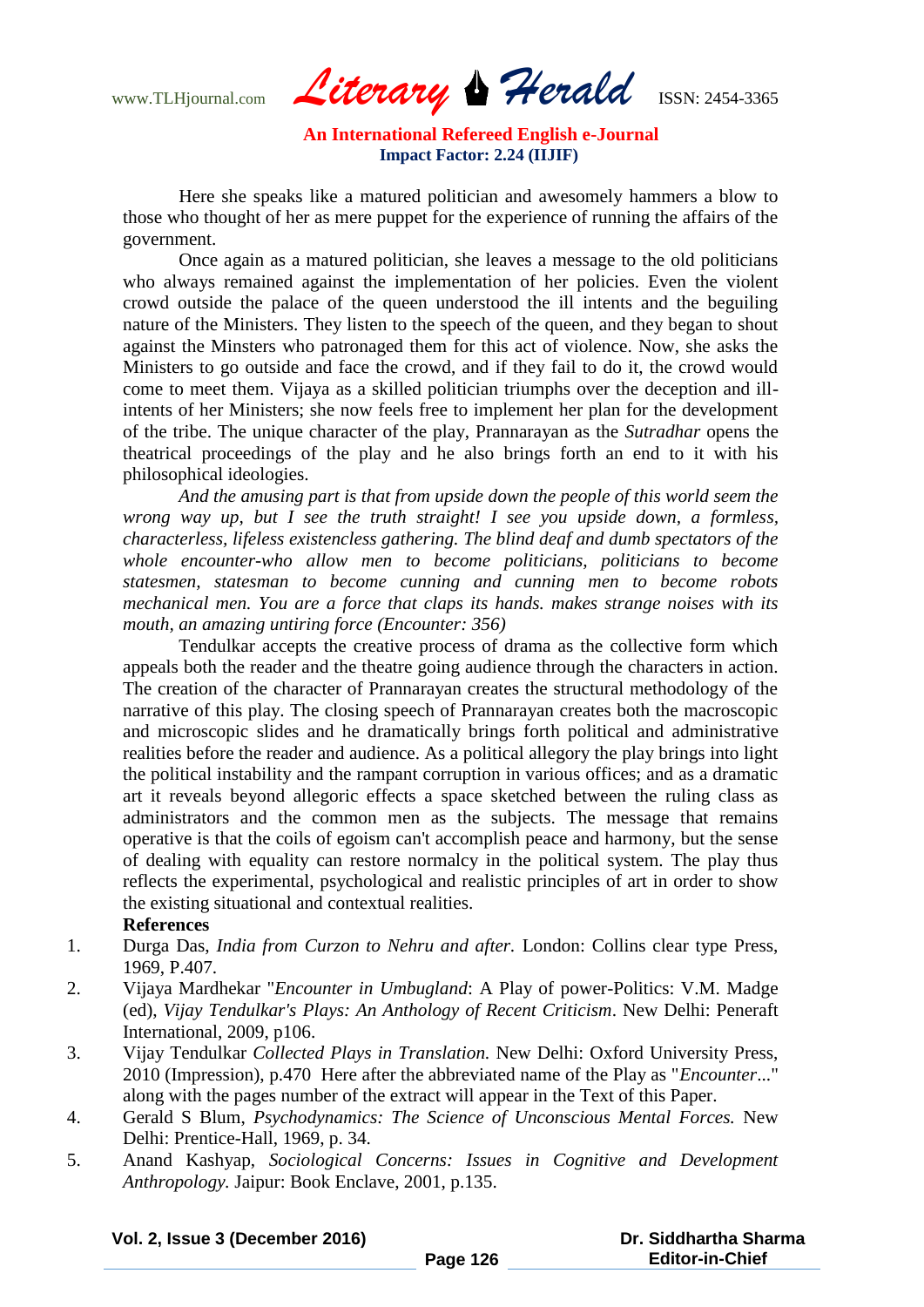Here she speaks like a matured politician and awesomely hammers a blow to those who thought of her as mere puppet for the experience of running the affairs of the government.

Once again as a matured politician, she leaves a message to the old politicians who always remained against the implementation of her policies. Even the violent crowd outside the palace of the queen understood the ill intents and the beguiling nature of the Ministers. They listen to the speech of the queen, and they began to shout against the Minsters who patronaged them for this act of violence. Now, she asks the Ministers to go outside and face the crowd, and if they fail to do it, the crowd would come to meet them. Vijaya as a skilled politician triumphs over the deception and ill-intents of her Ministers; she now feels free to implement her plan for the development of the tribe. The unique character of the play, Prannarayan as the *Sutradhar* opens the theatrical proceedings of the play and he also brings forth an end to it with his philosophical ideologies.

*And the amusing part is that from upside down the people of this world seem the wrong way up, but I see the truth straight! I see you upside down, a formless, characterless, lifeless existencless gathering. The blind deaf and dumb spectators of the whole encounter-who allow men to become politicians, politicians to become statesmen, statesman to become cunning and cunning men to become robots mechanical men. You are a force that claps its hands. makes strange noises with its mouth, an amazing untiring force (Encounter: 356)*

Tendulkar accepts the creative process of drama as the collective form which appeals both the reader and the theatre going audience through the characters in action. The creation of the character of Prannarayan creates the structural methodology of the narrative of this play. The closing speech of Prannarayan creates both the macroscopic and microscopic slides and he dramatically brings forth political and administrative realities before the reader and audience. As a political allegory the play brings into light the political instability and the rampant corruption in various offices; and as a dramatic art it reveals beyond allegoric effects a space sketched between the ruling class as administrators and the common men as the subjects. The message that remains operative is that the coils of egoism can't accomplish peace and harmony, but the sense of dealing with equality can restore normalcy in the political system. The play thus reflects the experimental, psychological and realistic principles of art in order to show the existing situational and contextual realities.

**References**

1. Durga Das, *India from Curzon to Nehru and after.* London: Collins clear type Press, 1969, P.407.
2. Vijaya Mardhekar "*Encounter in Umbugland*: A Play of power-Politics: V.M. Madge (ed), *Vijay Tendulkar's Plays: An Anthology of Recent Criticism*. New Delhi: Peneraft International, 2009, p106.
3. Vijay Tendulkar *Collected Plays in Translation.* New Delhi: Oxford University Press, 2010 (Impression), p.470 Here after the abbreviated name of the Play as "*Encounter*..." along with the pages number of the extract will appear in the Text of this Paper.
4. Gerald S Blum, *Psychodynamics: The Science of Unconscious Mental Forces.* New Delhi: Prentice-Hall, 1969, p. 34.
5. Anand Kashyap, *Sociological Concerns: Issues in Cognitive and Development Anthropology.* Jaipur: Book Enclave, 2001, p.135.